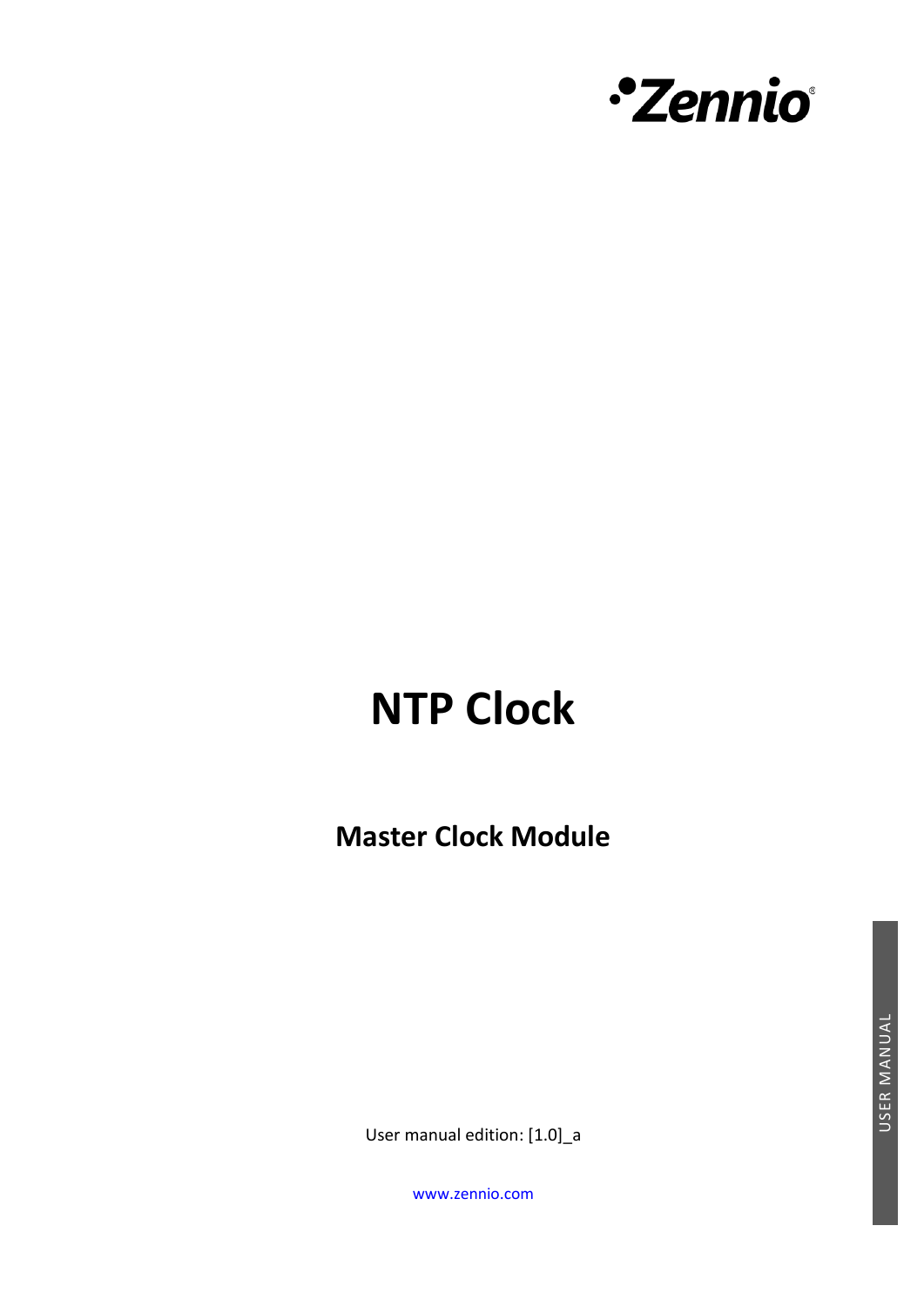# NTP Clock

## Master Clock Module

User manual edition: [1.0]_a

www.zennio.com

USER MANUAL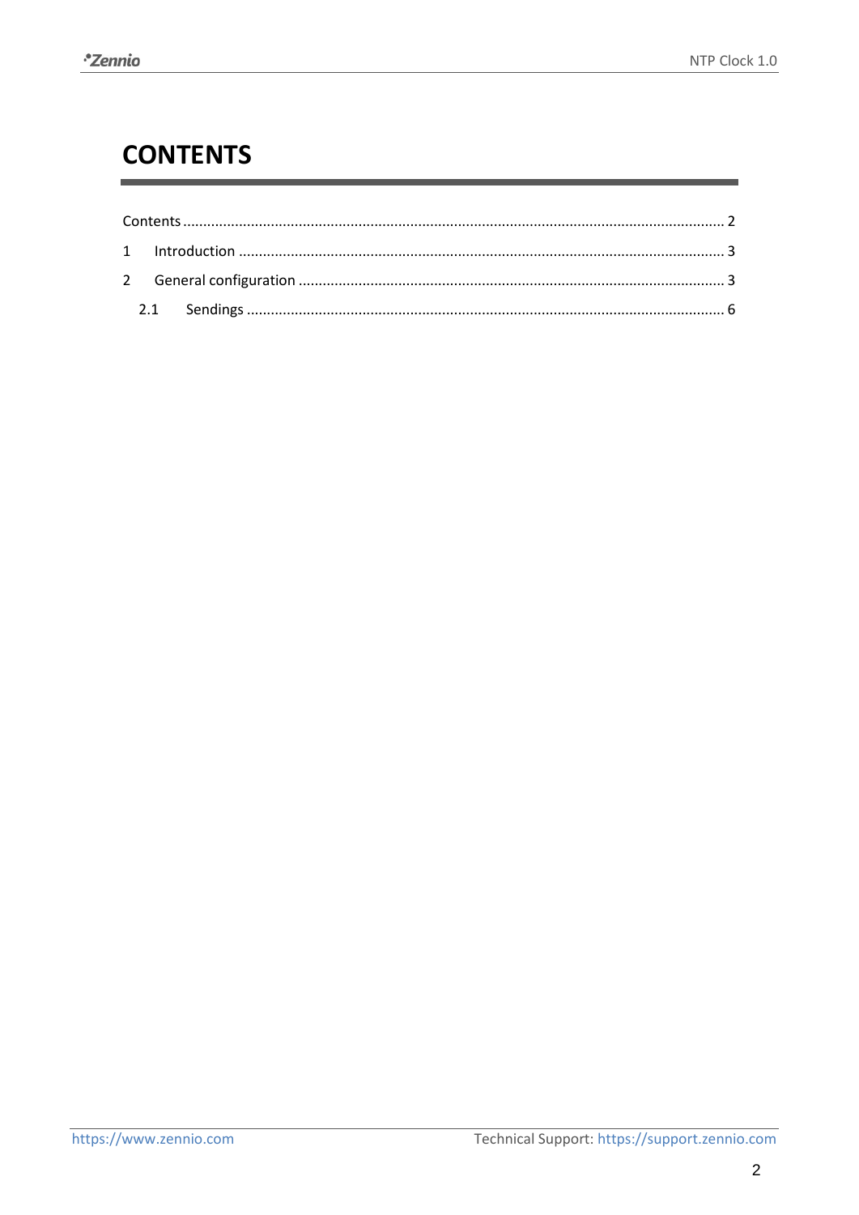# CONTENTS

Contents ........................................................................................................................................ 2

1 Introduction ......................................................................................................................... 3

2 General configuration .......................................................................................................... 3

2.1 Sendings ....................................................................................................................... 6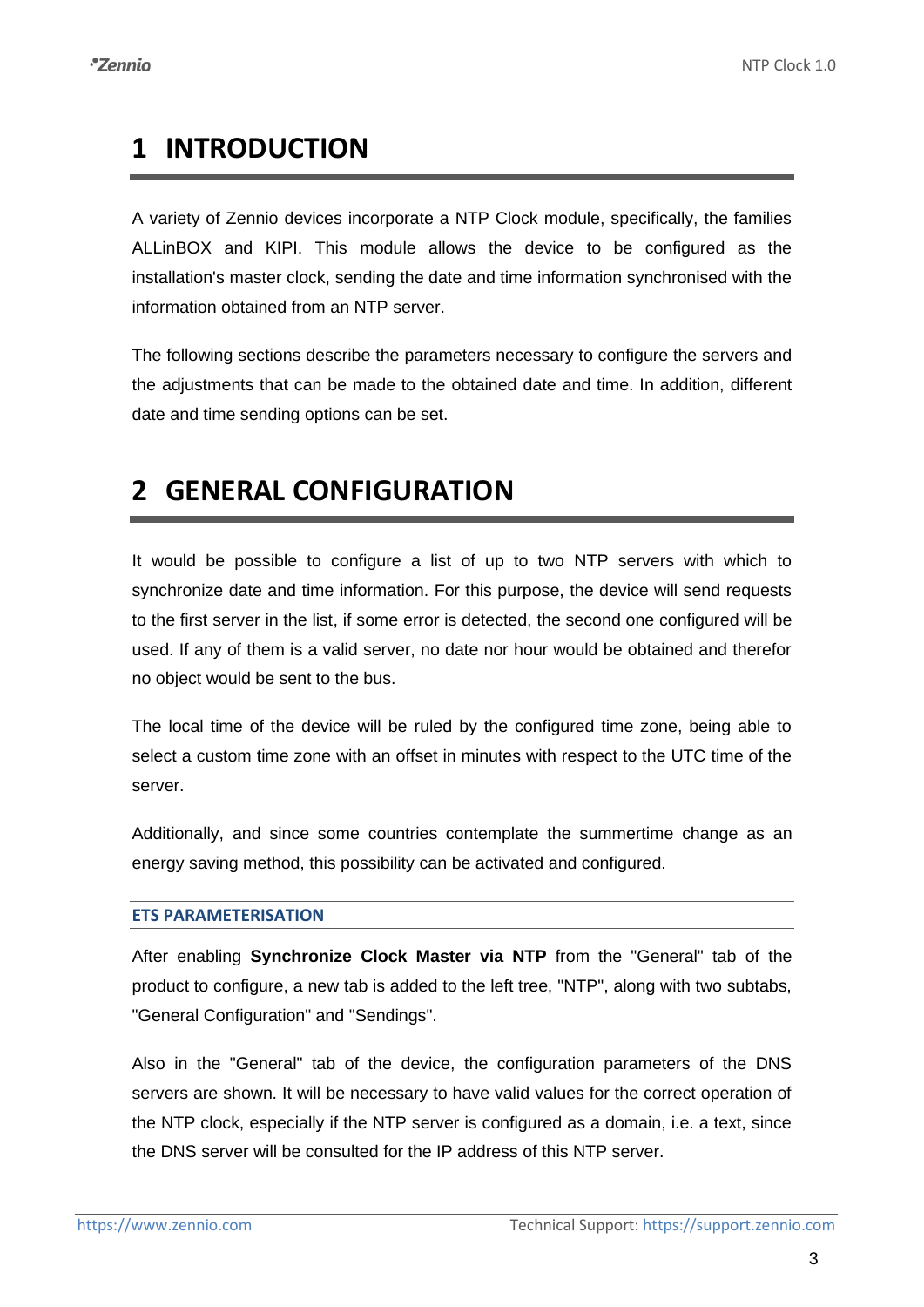# 1 INTRODUCTION

A variety of Zennio devices incorporate a NTP Clock module, specifically, the families ALLinBOX and KIPI. This module allows the device to be configured as the installation's master clock, sending the date and time information synchronised with the information obtained from an NTP server.

The following sections describe the parameters necessary to configure the servers and the adjustments that can be made to the obtained date and time. In addition, different date and time sending options can be set.

# 2 GENERAL CONFIGURATION

It would be possible to configure a list of up to two NTP servers with which to synchronize date and time information. For this purpose, the device will send requests to the first server in the list, if some error is detected, the second one configured will be used. If any of them is a valid server, no date nor hour would be obtained and therefor no object would be sent to the bus.

The local time of the device will be ruled by the configured time zone, being able to select a custom time zone with an offset in minutes with respect to the UTC time of the server.

Additionally, and since some countries contemplate the summertime change as an energy saving method, this possibility can be activated and configured.

### ETS PARAMETERISATION

After enabling **Synchronize Clock Master via NTP** from the "General" tab of the product to configure, a new tab is added to the left tree, "NTP", along with two subtabs, "General Configuration" and "Sendings".

Also in the "General" tab of the device, the configuration parameters of the DNS servers are shown. It will be necessary to have valid values for the correct operation of the NTP clock, especially if the NTP server is configured as a domain, i.e. a text, since the DNS server will be consulted for the IP address of this NTP server.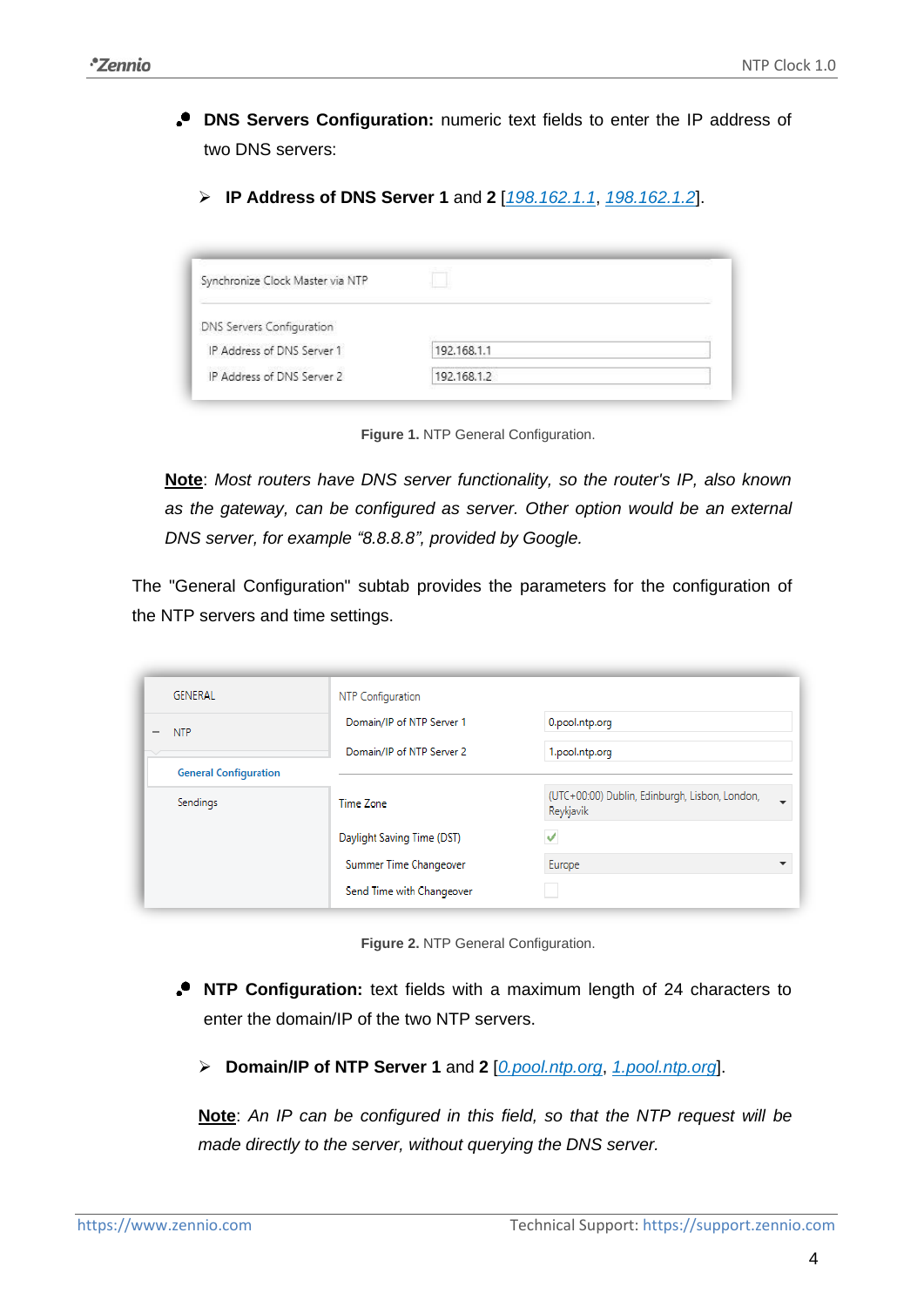- **DNS Servers Configuration:** numeric text fields to enter the IP address of two DNS servers:

  - **IP Address of DNS Server 1** and **2** [*198.162.1.1*, *198.162.1.2*].

Figure 1. NTP General Configuration.

**Note**: *Most routers have DNS server functionality, so the router's IP, also known as the gateway, can be configured as server. Other option would be an external DNS server, for example "8.8.8.8", provided by Google.*

The "General Configuration" subtab provides the parameters for the configuration of the NTP servers and time settings.

Figure 2. NTP General Configuration.

- **NTP Configuration:** text fields with a maximum length of 24 characters to enter the domain/IP of the two NTP servers.

  - **Domain/IP of NTP Server 1** and **2** [*0.pool.ntp.org*, *1.pool.ntp.org*].

  **Note**: *An IP can be configured in this field, so that the NTP request will be made directly to the server, without querying the DNS server.*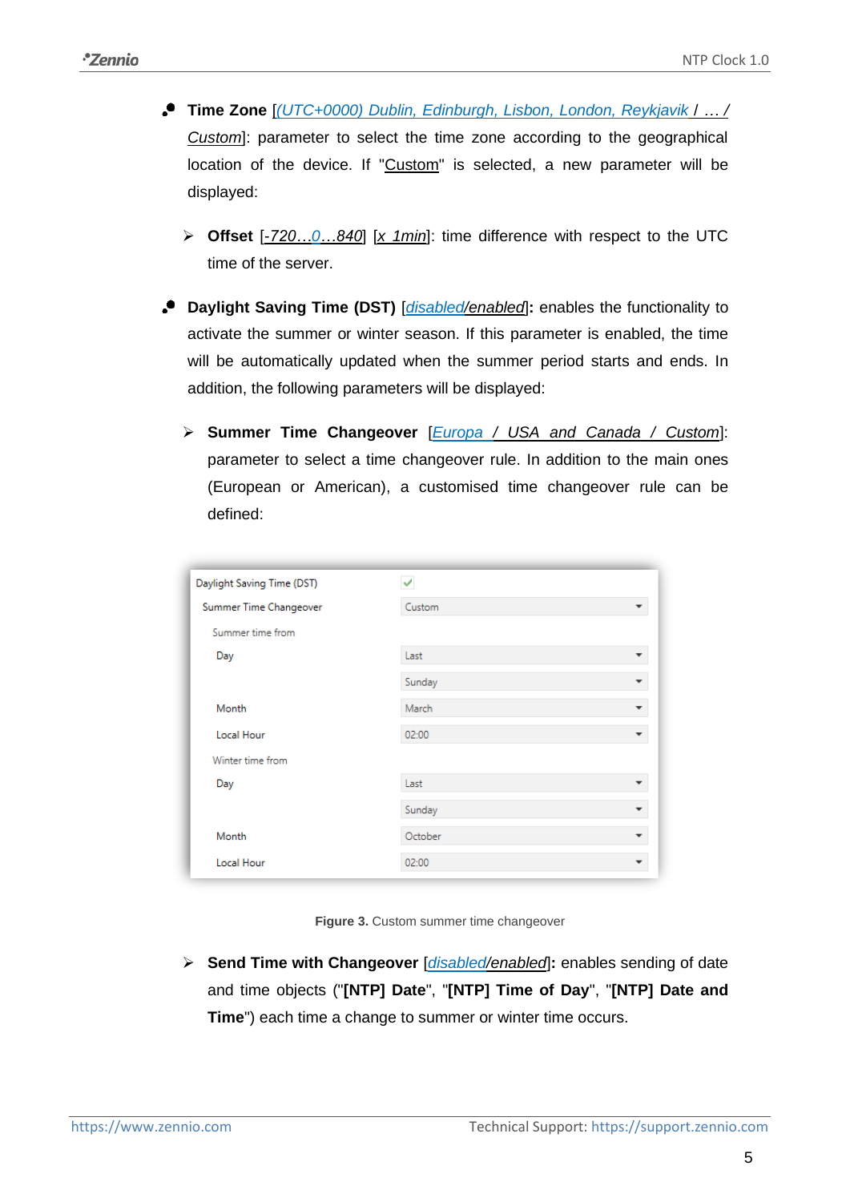- **Time Zone** [*(UTC+0000) Dublin, Edinburgh, Lisbon, London, Reykjavik / … / Custom*]: parameter to select the time zone according to the geographical location of the device. If "Custom" is selected, a new parameter will be displayed:

  - **Offset** [*-720…0…840*] [*x 1min*]: time difference with respect to the UTC time of the server.

- **Daylight Saving Time (DST)** [*disabled/enabled*]**:** enables the functionality to activate the summer or winter season. If this parameter is enabled, the time will be automatically updated when the summer period starts and ends. In addition, the following parameters will be displayed:

  - **Summer Time Changeover** [*Europa / USA and Canada / Custom*]: parameter to select a time changeover rule. In addition to the main ones (European or American), a customised time changeover rule can be defined:

| | |
|---|---|
| Daylight Saving Time (DST) | ✓ |
| Summer Time Changeover | Custom |
| Summer time from | |
| Day | Last |
| | Sunday |
| Month | March |
| Local Hour | 02:00 |
| Winter time from | |
| Day | Last |
| | Sunday |
| Month | October |
| Local Hour | 02:00 |

**Figure 3.** Custom summer time changeover

  - **Send Time with Changeover** [*disabled/enabled*]**:** enables sending of date and time objects ("**[NTP] Date**", "**[NTP] Time of Day**", "**[NTP] Date and Time**") each time a change to summer or winter time occurs.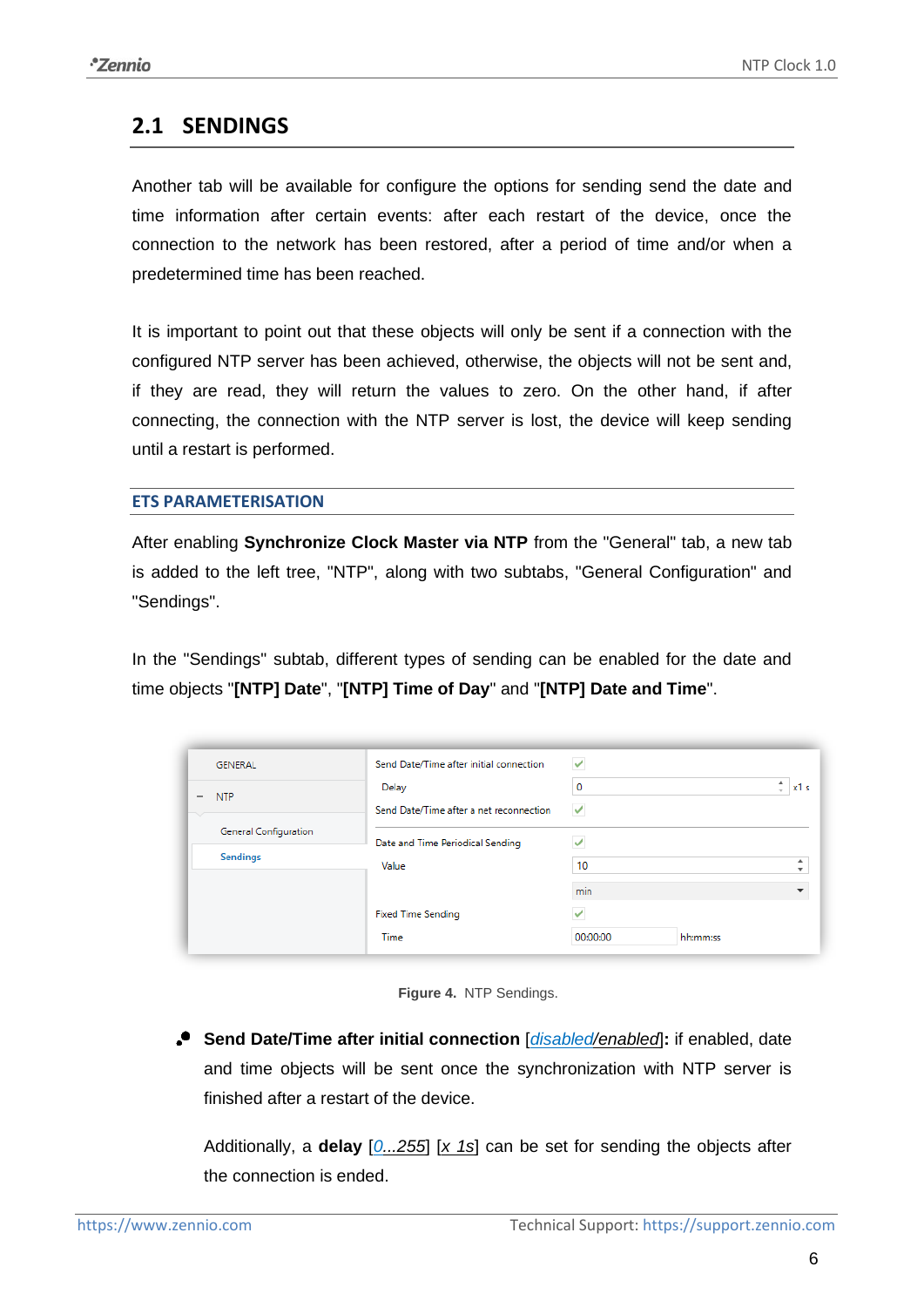## 2.1 SENDINGS

Another tab will be available for configure the options for sending send the date and time information after certain events: after each restart of the device, once the connection to the network has been restored, after a period of time and/or when a predetermined time has been reached.

It is important to point out that these objects will only be sent if a connection with the configured NTP server has been achieved, otherwise, the objects will not be sent and, if they are read, they will return the values to zero. On the other hand, if after connecting, the connection with the NTP server is lost, the device will keep sending until a restart is performed.

### ETS PARAMETERISATION

After enabling **Synchronize Clock Master via NTP** from the "General" tab, a new tab is added to the left tree, "NTP", along with two subtabs, "General Configuration" and "Sendings".

In the "Sendings" subtab, different types of sending can be enabled for the date and time objects "**[NTP] Date**", "**[NTP] Time of Day**" and "**[NTP] Date and Time**".

**Figure 4.** NTP Sendings.

- **Send Date/Time after initial connection** [*disabled/enabled*]**:** if enabled, date and time objects will be sent once the synchronization with NTP server is finished after a restart of the device.

  Additionally, a **delay** [*0...255*] [*x 1s*] can be set for sending the objects after the connection is ended.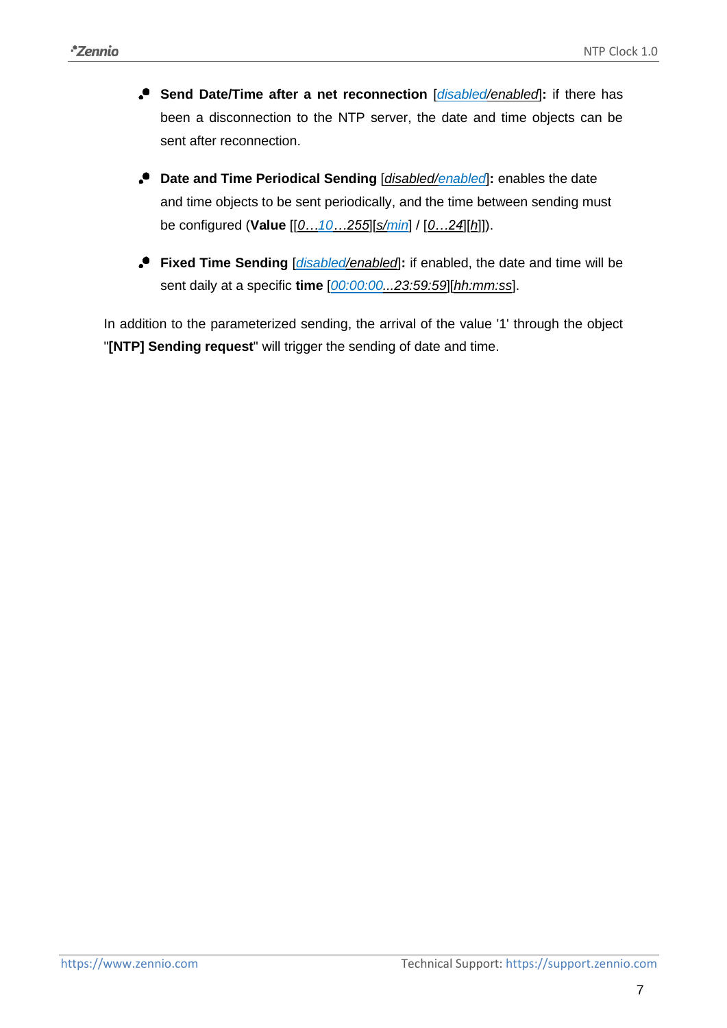- **Send Date/Time after a net reconnection** [*disabled/enabled*]**:** if there has been a disconnection to the NTP server, the date and time objects can be sent after reconnection.

- **Date and Time Periodical Sending** [*disabled/enabled*]**:** enables the date and time objects to be sent periodically, and the time between sending must be configured (**Value** [[*0…10…255*][*s/min*] / [*0…24*][*h*]]).

- **Fixed Time Sending** [*disabled/enabled*]**:** if enabled, the date and time will be sent daily at a specific **time** [*00:00:00...23:59:59*][*hh:mm:ss*].

In addition to the parameterized sending, the arrival of the value '1' through the object "**[NTP] Sending request**" will trigger the sending of date and time.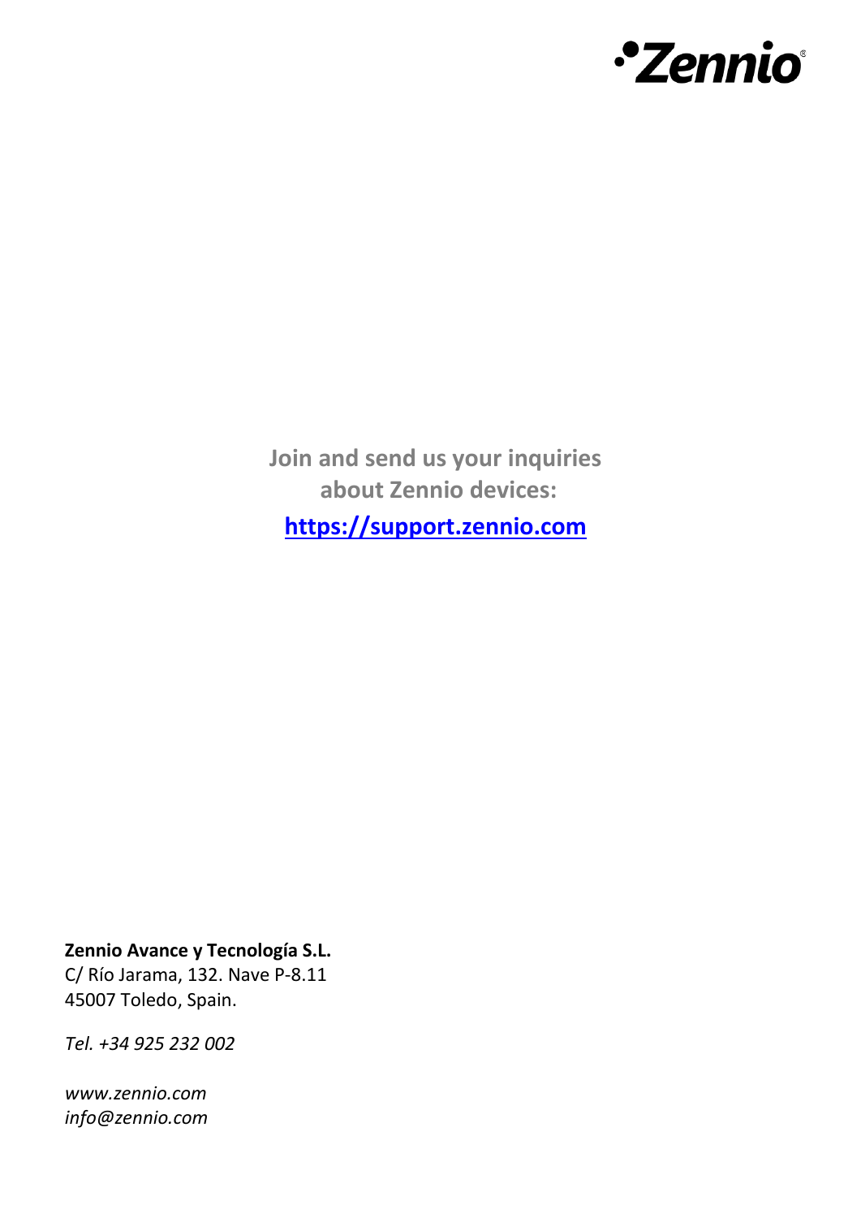**Join and send us your inquiries about Zennio devices:**

**https://support.zennio.com**

**Zennio Avance y Tecnología S.L.**
C/ Río Jarama, 132. Nave P-8.11
45007 Toledo, Spain.

*Tel. +34 925 232 002*

*www.zennio.com*
*info@zennio.com*